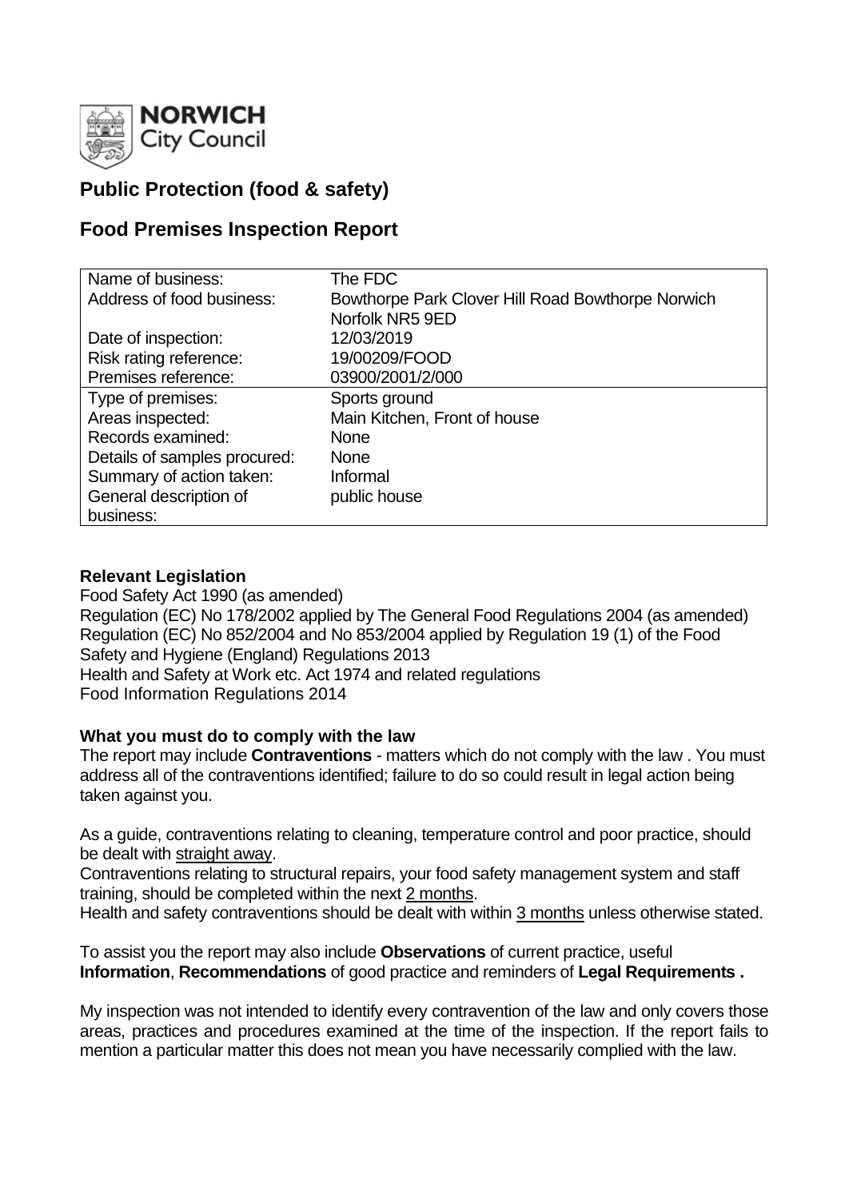**NORWICH City Council**

## Public Protection (food & safety)

## Food Premises Inspection Report

| | |
|---|---|
| Name of business: | The FDC |
| Address of food business: | Bowthorpe Park Clover Hill Road Bowthorpe Norwich Norfolk NR5 9ED |
| Date of inspection: | 12/03/2019 |
| Risk rating reference: | 19/00209/FOOD |
| Premises reference: | 03900/2001/2/000 |
| Type of premises: | Sports ground |
| Areas inspected: | Main Kitchen, Front of house |
| Records examined: | None |
| Details of samples procured: | None |
| Summary of action taken: | Informal |
| General description of business: | public house |

### Relevant Legislation

Food Safety Act 1990 (as amended)
Regulation (EC) No 178/2002 applied by The General Food Regulations 2004 (as amended)
Regulation (EC) No 852/2004 and No 853/2004 applied by Regulation 19 (1) of the Food Safety and Hygiene (England) Regulations 2013
Health and Safety at Work etc. Act 1974 and related regulations
Food Information Regulations 2014

### What you must do to comply with the law

The report may include **Contraventions** - matters which do not comply with the law . You must address all of the contraventions identified; failure to do so could result in legal action being taken against you.

As a guide, contraventions relating to cleaning, temperature control and poor practice, should be dealt with straight away.
Contraventions relating to structural repairs, your food safety management system and staff training, should be completed within the next 2 months.
Health and safety contraventions should be dealt with within 3 months unless otherwise stated.

To assist you the report may also include **Observations** of current practice, useful **Information**, **Recommendations** of good practice and reminders of **Legal Requirements .**

My inspection was not intended to identify every contravention of the law and only covers those areas, practices and procedures examined at the time of the inspection. If the report fails to mention a particular matter this does not mean you have necessarily complied with the law.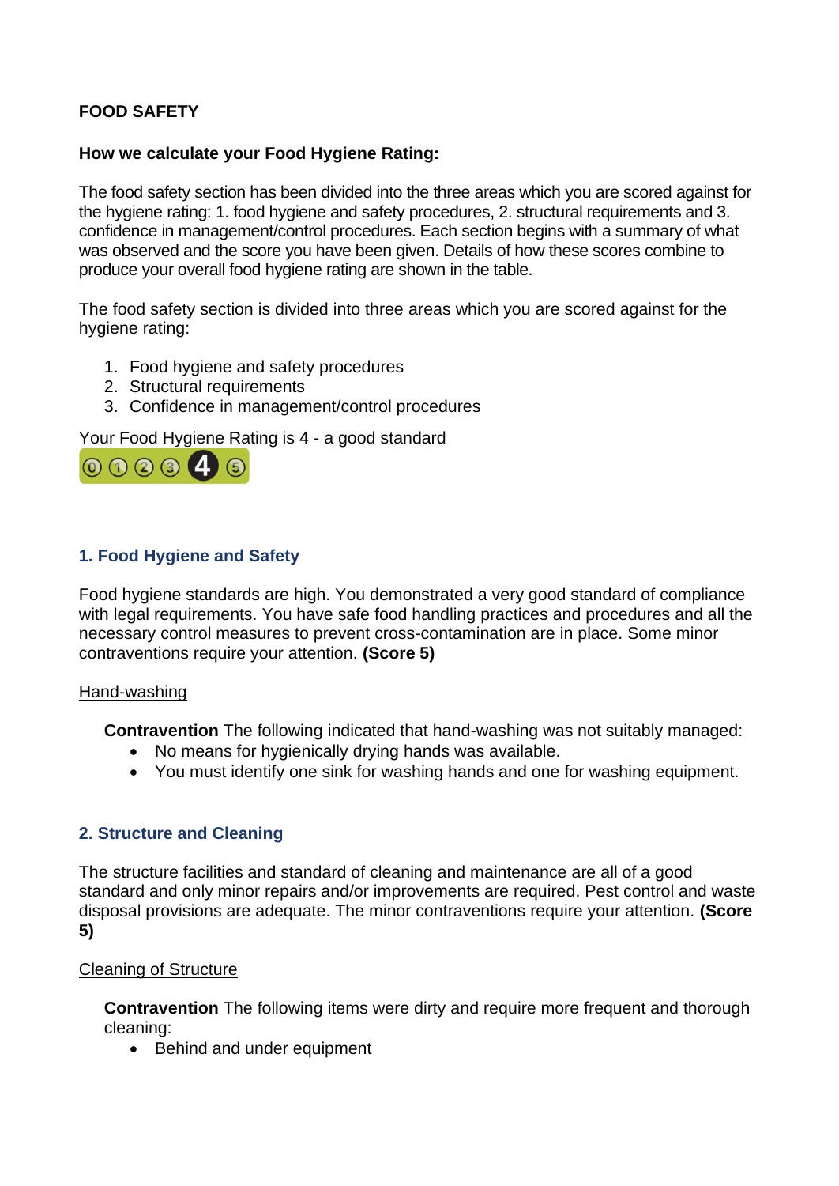**FOOD SAFETY**

**How we calculate your Food Hygiene Rating:**

The food safety section has been divided into the three areas which you are scored against for the hygiene rating: 1. food hygiene and safety procedures, 2. structural requirements and 3. confidence in management/control procedures. Each section begins with a summary of what was observed and the score you have been given. Details of how these scores combine to produce your overall food hygiene rating are shown in the table.

The food safety section is divided into three areas which you are scored against for the hygiene rating:

1. Food hygiene and safety procedures
2. Structural requirements
3. Confidence in management/control procedures

Your Food Hygiene Rating is 4 - a good standard

### 1. Food Hygiene and Safety

Food hygiene standards are high. You demonstrated a very good standard of compliance with legal requirements. You have safe food handling practices and procedures and all the necessary control measures to prevent cross-contamination are in place. Some minor contraventions require your attention. **(Score 5)**

Hand-washing

**Contravention** The following indicated that hand-washing was not suitably managed:

- No means for hygienically drying hands was available.
- You must identify one sink for washing hands and one for washing equipment.

### 2. Structure and Cleaning

The structure facilities and standard of cleaning and maintenance are all of a good standard and only minor repairs and/or improvements are required. Pest control and waste disposal provisions are adequate. The minor contraventions require your attention. **(Score 5)**

Cleaning of Structure

**Contravention** The following items were dirty and require more frequent and thorough cleaning:

- Behind and under equipment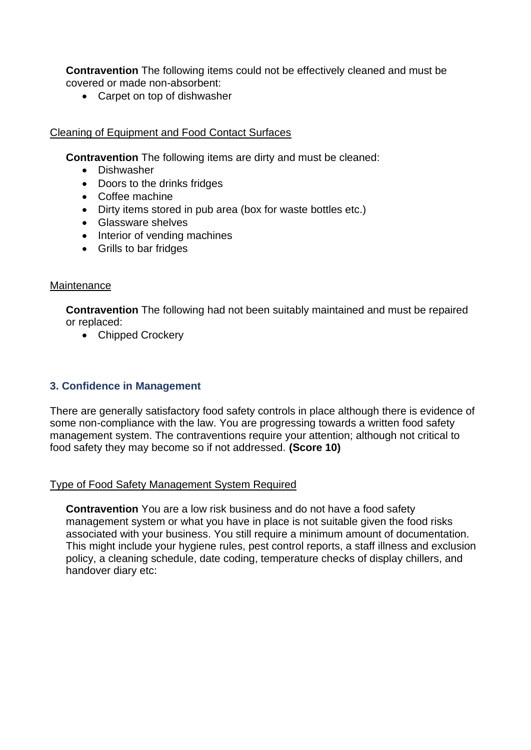**Contravention** The following items could not be effectively cleaned and must be covered or made non-absorbent:

- Carpet on top of dishwasher

Cleaning of Equipment and Food Contact Surfaces

**Contravention** The following items are dirty and must be cleaned:

- Dishwasher
- Doors to the drinks fridges
- Coffee machine
- Dirty items stored in pub area (box for waste bottles etc.)
- Glassware shelves
- Interior of vending machines
- Grills to bar fridges

Maintenance

**Contravention** The following had not been suitably maintained and must be repaired or replaced:

- Chipped Crockery

### 3. Confidence in Management

There are generally satisfactory food safety controls in place although there is evidence of some non-compliance with the law. You are progressing towards a written food safety management system. The contraventions require your attention; although not critical to food safety they may become so if not addressed. **(Score 10)**

Type of Food Safety Management System Required

**Contravention** You are a low risk business and do not have a food safety management system or what you have in place is not suitable given the food risks associated with your business. You still require a minimum amount of documentation. This might include your hygiene rules, pest control reports, a staff illness and exclusion policy, a cleaning schedule, date coding, temperature checks of display chillers, and handover diary etc: